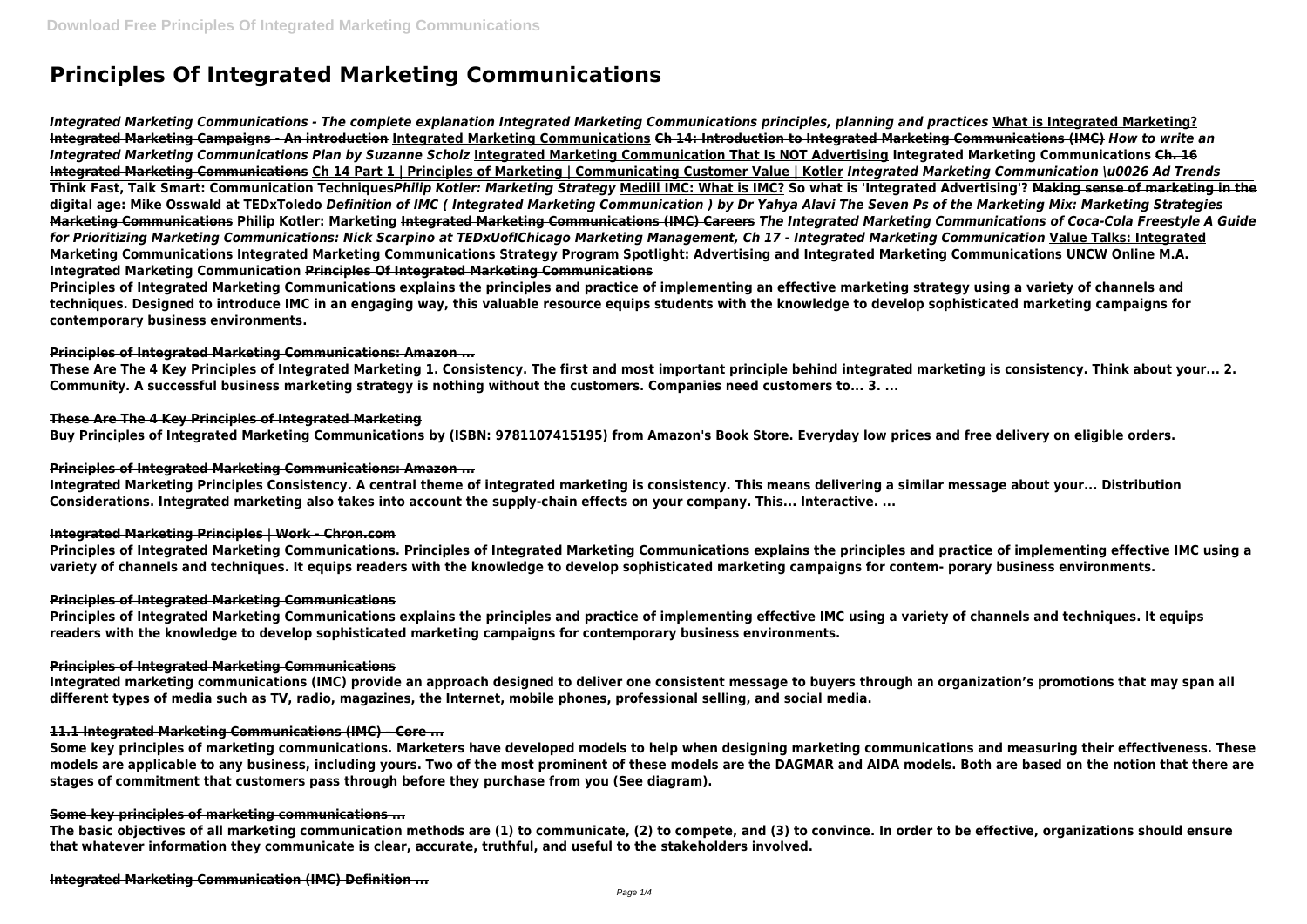# Principles Of Integrated Marketing Communications

*Integrated Marketing Communications - The complete explanation Integrated Marketing Communications principles, planning and practices* **What is Integrated Marketing? Integrated Marketing Campaigns - An introduction Integrated Marketing Communications Ch 14: Introduction to Integrated Marketing Communications (IMC)** *How to write an Integrated Marketing Communications Plan by Suzanne Scholz* **Integrated Marketing Communication That Is NOT Advertising Integrated Marketing Communications Ch. 16 Integrated Marketing Communications Ch 14 Part 1 | Principles of Marketing | Communicating Customer Value | Kotler** *Integrated Marketing Communication \u0026 Ad Trends* **Think Fast, Talk Smart: Communication Techniques***Philip Kotler: Marketing Strategy* **Medill IMC: What is IMC? So what is 'Integrated Advertising'? Making sense of marketing in the digital age: Mike Osswald at TEDxToledo** *Definition of IMC ( Integrated Marketing Communication ) by Dr Yahya Alavi The Seven Ps of the Marketing Mix: Marketing Strategies* **Marketing Communications Philip Kotler: Marketing Integrated Marketing Communications (IMC) Careers** *The Integrated Marketing Communications of Coca-Cola Freestyle A Guide for Prioritizing Marketing Communications: Nick Scarpino at TEDxUofIChicago Marketing Management, Ch 17 - Integrated Marketing Communication* **Value Talks: Integrated Marketing Communications Integrated Marketing Communications Strategy Program Spotlight: Advertising and Integrated Marketing Communications UNCW Online M.A. Integrated Marketing Communication Principles Of Integrated Marketing Communications**

**Principles of Integrated Marketing Communications explains the principles and practice of implementing an effective marketing strategy using a variety of channels and techniques. Designed to introduce IMC in an engaging way, this valuable resource equips students with the knowledge to develop sophisticated marketing campaigns for contemporary business environments.**

**Principles of Integrated Marketing Communications: Amazon ...**

**These Are The 4 Key Principles of Integrated Marketing 1. Consistency. The first and most important principle behind integrated marketing is consistency. Think about your... 2. Community. A successful business marketing strategy is nothing without the customers. Companies need customers to... 3. ...**

**These Are The 4 Key Principles of Integrated Marketing**

**Buy Principles of Integrated Marketing Communications by (ISBN: 9781107415195) from Amazon's Book Store. Everyday low prices and free delivery on eligible orders.**

**Principles of Integrated Marketing Communications: Amazon ...**

**Integrated Marketing Principles Consistency. A central theme of integrated marketing is consistency. This means delivering a similar message about your... Distribution Considerations. Integrated marketing also takes into account the supply-chain effects on your company. This... Interactive. ...**

**Integrated Marketing Principles | Work - Chron.com**

**Principles of Integrated Marketing Communications. Principles of Integrated Marketing Communications explains the principles and practice of implementing effective IMC using a variety of channels and techniques. It equips readers with the knowledge to develop sophisticated marketing campaigns for contem- porary business environments.**

**Principles of Integrated Marketing Communications**

**Principles of Integrated Marketing Communications explains the principles and practice of implementing effective IMC using a variety of channels and techniques. It equips readers with the knowledge to develop sophisticated marketing campaigns for contemporary business environments.**

**Principles of Integrated Marketing Communications**

**Integrated marketing communications (IMC) provide an approach designed to deliver one consistent message to buyers through an organization's promotions that may span all different types of media such as TV, radio, magazines, the Internet, mobile phones, professional selling, and social media.**

**11.1 Integrated Marketing Communications (IMC) – Core ...**

**Some key principles of marketing communications. Marketers have developed models to help when designing marketing communications and measuring their effectiveness. These models are applicable to any business, including yours. Two of the most prominent of these models are the DAGMAR and AIDA models. Both are based on the notion that there are stages of commitment that customers pass through before they purchase from you (See diagram).**

**Some key principles of marketing communications ...**

**The basic objectives of all marketing communication methods are (1) to communicate, (2) to compete, and (3) to convince. In order to be effective, organizations should ensure that whatever information they communicate is clear, accurate, truthful, and useful to the stakeholders involved.**

**Integrated Marketing Communication (IMC) Definition ...**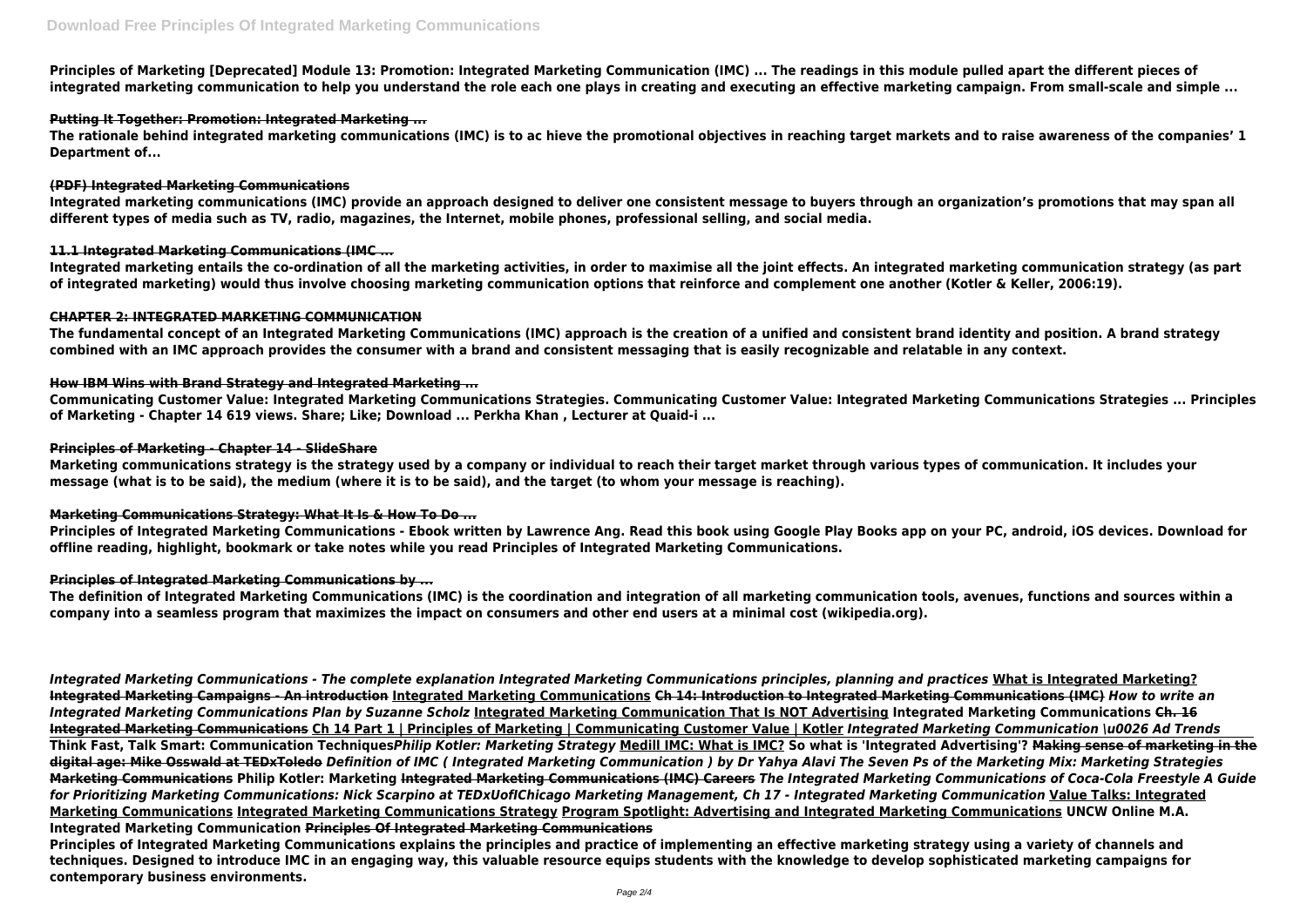Principles of Marketing [Deprecated] Module 13: Promotion: Integrated Marketing Communication (IMC) ... The readings in this module pulled apart the different pieces of integrated marketing communication to help you understand the role each one plays in creating and executing an effective marketing campaign. From small-scale and simple ...

**Putting It Together: Promotion: Integrated Marketing ...**

The rationale behind integrated marketing communications (IMC) is to ac hieve the promotional objectives in reaching target markets and to raise awareness of the companies' 1 Department of...

**(PDF) Integrated Marketing Communications**

Integrated marketing communications (IMC) provide an approach designed to deliver one consistent message to buyers through an organization's promotions that may span all different types of media such as TV, radio, magazines, the Internet, mobile phones, professional selling, and social media.

**11.1 Integrated Marketing Communications (IMC ...**

Integrated marketing entails the co-ordination of all the marketing activities, in order to maximise all the joint effects. An integrated marketing communication strategy (as part of integrated marketing) would thus involve choosing marketing communication options that reinforce and complement one another (Kotler & Keller, 2006:19).

**CHAPTER 2: INTEGRATED MARKETING COMMUNICATION**

The fundamental concept of an Integrated Marketing Communications (IMC) approach is the creation of a unified and consistent brand identity and position. A brand strategy combined with an IMC approach provides the consumer with a brand and consistent messaging that is easily recognizable and relatable in any context.

**How IBM Wins with Brand Strategy and Integrated Marketing ...**

Communicating Customer Value: Integrated Marketing Communications Strategies. Communicating Customer Value: Integrated Marketing Communications Strategies ... Principles of Marketing - Chapter 14 619 views. Share; Like; Download ... Perkha Khan , Lecturer at Quaid-i ...

**Principles of Marketing - Chapter 14 - SlideShare**

Marketing communications strategy is the strategy used by a company or individual to reach their target market through various types of communication. It includes your message (what is to be said), the medium (where it is to be said), and the target (to whom your message is reaching).

**Marketing Communications Strategy: What It Is & How To Do ...**

Principles of Integrated Marketing Communications - Ebook written by Lawrence Ang. Read this book using Google Play Books app on your PC, android, iOS devices. Download for offline reading, highlight, bookmark or take notes while you read Principles of Integrated Marketing Communications.

**Principles of Integrated Marketing Communications by ...**

The definition of Integrated Marketing Communications (IMC) is the coordination and integration of all marketing communication tools, avenues, functions and sources within a company into a seamless program that maximizes the impact on consumers and other end users at a minimal cost (wikipedia.org).

*Integrated Marketing Communications - The complete explanation* *Integrated Marketing Communications principles, planning and practices* What is Integrated Marketing? Integrated Marketing Campaigns - An introduction Integrated Marketing Communications ~~Ch 14: Introduction to Integrated Marketing Communications (IMC)~~ *How to write an Integrated Marketing Communications Plan by Suzanne Scholz* Integrated Marketing Communication That Is NOT Advertising Integrated Marketing Communications ~~Ch. 16 Integrated Marketing Communications~~ Ch 14 Part 1 | Principles of Marketing | Communicating Customer Value | Kotler *Integrated Marketing Communication \u0026 Ad Trends* Think Fast, Talk Smart: Communication Techniques*Philip Kotler: Marketing Strategy* Medill IMC: What is IMC? So what is 'Integrated Advertising'? ~~Making sense of marketing in the digital age: Mike Osswald at TEDxToledo~~ *Definition of IMC ( Integrated Marketing Communication ) by Dr Yahya Alavi* *The Seven Ps of the Marketing Mix: Marketing Strategies* ~~Marketing Communications~~ Philip Kotler: Marketing ~~Integrated Marketing Communications (IMC) Careers~~ *The Integrated Marketing Communications of Coca-Cola Freestyle* *A Guide for Prioritizing Marketing Communications: Nick Scarpino at TEDxUofIChicago* *Marketing Management, Ch 17 - Integrated Marketing Communication* Value Talks: Integrated Marketing Communications Integrated Marketing Communications Strategy Program Spotlight: Advertising and Integrated Marketing Communications UNCW Online M.A. Integrated Marketing Communication ~~Principles Of Integrated Marketing Communications~~

Principles of Integrated Marketing Communications explains the principles and practice of implementing an effective marketing strategy using a variety of channels and techniques. Designed to introduce IMC in an engaging way, this valuable resource equips students with the knowledge to develop sophisticated marketing campaigns for contemporary business environments.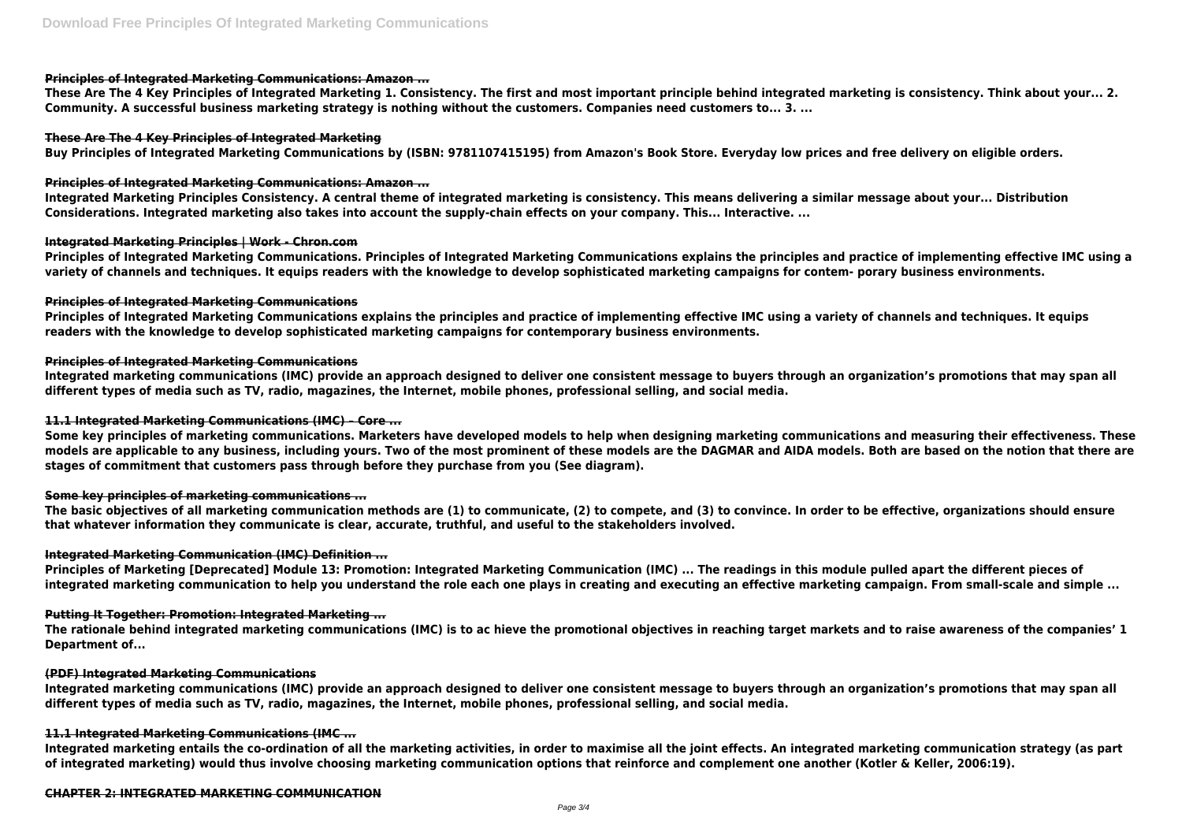**Principles of Integrated Marketing Communications: Amazon ...**

**These Are The 4 Key Principles of Integrated Marketing 1. Consistency. The first and most important principle behind integrated marketing is consistency. Think about your... 2. Community. A successful business marketing strategy is nothing without the customers. Companies need customers to... 3. ...**

**These Are The 4 Key Principles of Integrated Marketing**

**Buy Principles of Integrated Marketing Communications by (ISBN: 9781107415195) from Amazon's Book Store. Everyday low prices and free delivery on eligible orders.**

**Principles of Integrated Marketing Communications: Amazon ...**

**Integrated Marketing Principles Consistency. A central theme of integrated marketing is consistency. This means delivering a similar message about your... Distribution Considerations. Integrated marketing also takes into account the supply-chain effects on your company. This... Interactive. ...**

**Integrated Marketing Principles | Work - Chron.com**

**Principles of Integrated Marketing Communications. Principles of Integrated Marketing Communications explains the principles and practice of implementing effective IMC using a variety of channels and techniques. It equips readers with the knowledge to develop sophisticated marketing campaigns for contem- porary business environments.**

**Principles of Integrated Marketing Communications**

**Principles of Integrated Marketing Communications explains the principles and practice of implementing effective IMC using a variety of channels and techniques. It equips readers with the knowledge to develop sophisticated marketing campaigns for contemporary business environments.**

**Principles of Integrated Marketing Communications**

**Integrated marketing communications (IMC) provide an approach designed to deliver one consistent message to buyers through an organization's promotions that may span all different types of media such as TV, radio, magazines, the Internet, mobile phones, professional selling, and social media.**

**11.1 Integrated Marketing Communications (IMC) – Core ...**

**Some key principles of marketing communications. Marketers have developed models to help when designing marketing communications and measuring their effectiveness. These models are applicable to any business, including yours. Two of the most prominent of these models are the DAGMAR and AIDA models. Both are based on the notion that there are stages of commitment that customers pass through before they purchase from you (See diagram).**

**Some key principles of marketing communications ...**

**The basic objectives of all marketing communication methods are (1) to communicate, (2) to compete, and (3) to convince. In order to be effective, organizations should ensure that whatever information they communicate is clear, accurate, truthful, and useful to the stakeholders involved.**

**Integrated Marketing Communication (IMC) Definition ...**

**Principles of Marketing [Deprecated] Module 13: Promotion: Integrated Marketing Communication (IMC) ... The readings in this module pulled apart the different pieces of integrated marketing communication to help you understand the role each one plays in creating and executing an effective marketing campaign. From small-scale and simple ...**

**Putting It Together: Promotion: Integrated Marketing ...**

**The rationale behind integrated marketing communications (IMC) is to ac hieve the promotional objectives in reaching target markets and to raise awareness of the companies' 1 Department of...**

**(PDF) Integrated Marketing Communications**

**Integrated marketing communications (IMC) provide an approach designed to deliver one consistent message to buyers through an organization's promotions that may span all different types of media such as TV, radio, magazines, the Internet, mobile phones, professional selling, and social media.**

**11.1 Integrated Marketing Communications (IMC ...**

**Integrated marketing entails the co-ordination of all the marketing activities, in order to maximise all the joint effects. An integrated marketing communication strategy (as part of integrated marketing) would thus involve choosing marketing communication options that reinforce and complement one another (Kotler & Keller, 2006:19).**

**CHAPTER 2: INTEGRATED MARKETING COMMUNICATION**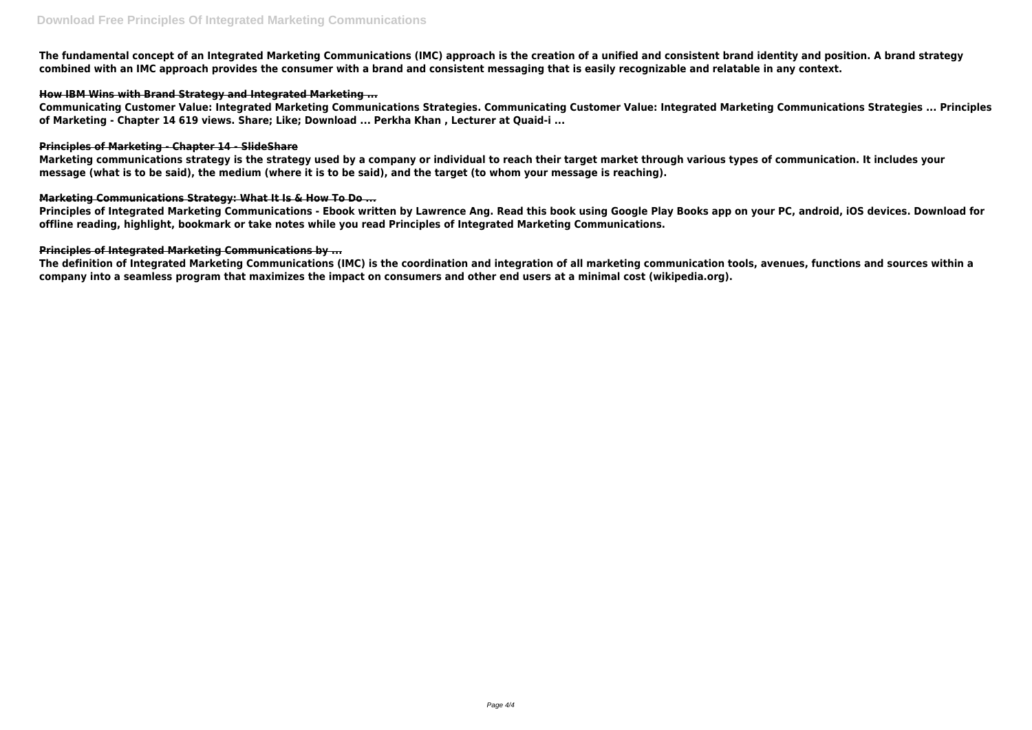**The fundamental concept of an Integrated Marketing Communications (IMC) approach is the creation of a unified and consistent brand identity and position. A brand strategy combined with an IMC approach provides the consumer with a brand and consistent messaging that is easily recognizable and relatable in any context.**

### How IBM Wins with Brand Strategy and Integrated Marketing ...

**Communicating Customer Value: Integrated Marketing Communications Strategies. Communicating Customer Value: Integrated Marketing Communications Strategies ... Principles of Marketing - Chapter 14 619 views. Share; Like; Download ... Perkha Khan , Lecturer at Quaid-i ...**

### Principles of Marketing - Chapter 14 - SlideShare

**Marketing communications strategy is the strategy used by a company or individual to reach their target market through various types of communication. It includes your message (what is to be said), the medium (where it is to be said), and the target (to whom your message is reaching).**

### Marketing Communications Strategy: What It Is & How To Do ...

**Principles of Integrated Marketing Communications - Ebook written by Lawrence Ang. Read this book using Google Play Books app on your PC, android, iOS devices. Download for offline reading, highlight, bookmark or take notes while you read Principles of Integrated Marketing Communications.**

### Principles of Integrated Marketing Communications by ...

**The definition of Integrated Marketing Communications (IMC) is the coordination and integration of all marketing communication tools, avenues, functions and sources within a company into a seamless program that maximizes the impact on consumers and other end users at a minimal cost (wikipedia.org).**